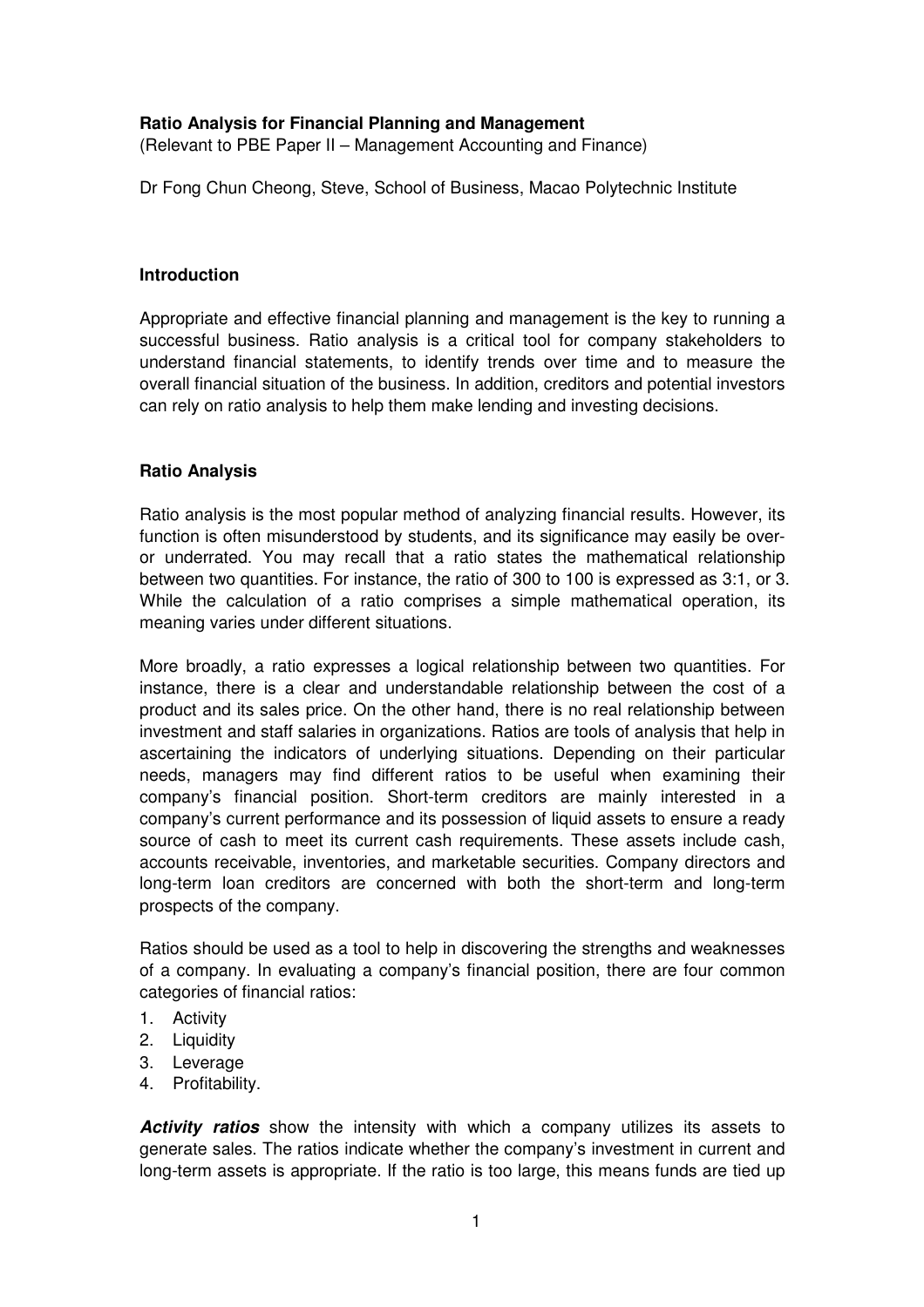**Ratio Analysis for Financial Planning and Management**
(Relevant to PBE Paper II – Management Accounting and Finance)

Dr Fong Chun Cheong, Steve, School of Business, Macao Polytechnic Institute

## Introduction

Appropriate and effective financial planning and management is the key to running a successful business. Ratio analysis is a critical tool for company stakeholders to understand financial statements, to identify trends over time and to measure the overall financial situation of the business. In addition, creditors and potential investors can rely on ratio analysis to help them make lending and investing decisions.

## Ratio Analysis

Ratio analysis is the most popular method of analyzing financial results. However, its function is often misunderstood by students, and its significance may easily be over- or underrated. You may recall that a ratio states the mathematical relationship between two quantities. For instance, the ratio of 300 to 100 is expressed as 3:1, or 3. While the calculation of a ratio comprises a simple mathematical operation, its meaning varies under different situations.

More broadly, a ratio expresses a logical relationship between two quantities. For instance, there is a clear and understandable relationship between the cost of a product and its sales price. On the other hand, there is no real relationship between investment and staff salaries in organizations. Ratios are tools of analysis that help in ascertaining the indicators of underlying situations. Depending on their particular needs, managers may find different ratios to be useful when examining their company's financial position. Short-term creditors are mainly interested in a company's current performance and its possession of liquid assets to ensure a ready source of cash to meet its current cash requirements. These assets include cash, accounts receivable, inventories, and marketable securities. Company directors and long-term loan creditors are concerned with both the short-term and long-term prospects of the company.

Ratios should be used as a tool to help in discovering the strengths and weaknesses of a company. In evaluating a company's financial position, there are four common categories of financial ratios:

1. Activity
2. Liquidity
3. Leverage
4. Profitability.

***Activity ratios*** show the intensity with which a company utilizes its assets to generate sales. The ratios indicate whether the company's investment in current and long-term assets is appropriate. If the ratio is too large, this means funds are tied up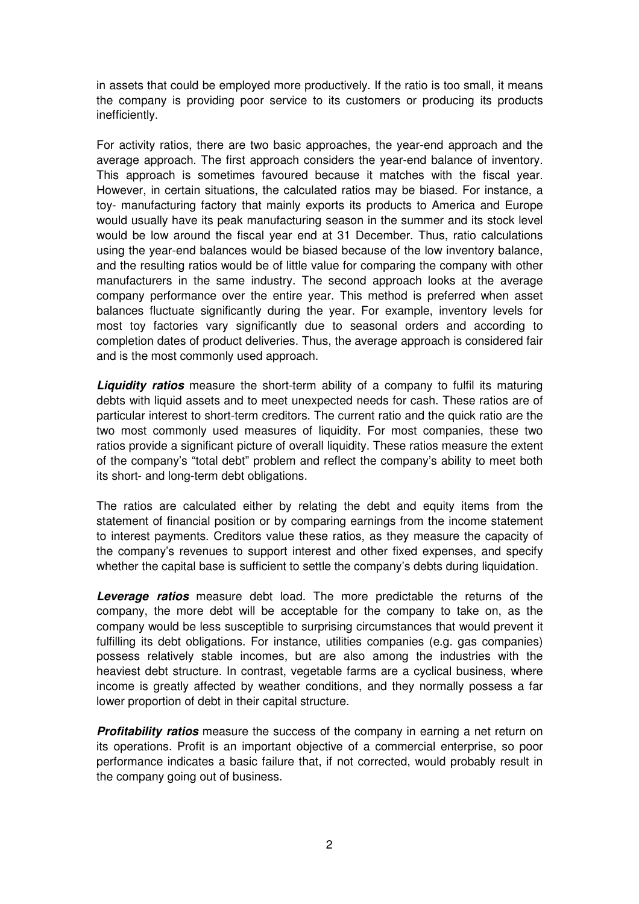in assets that could be employed more productively. If the ratio is too small, it means the company is providing poor service to its customers or producing its products inefficiently.

For activity ratios, there are two basic approaches, the year-end approach and the average approach. The first approach considers the year-end balance of inventory. This approach is sometimes favoured because it matches with the fiscal year. However, in certain situations, the calculated ratios may be biased. For instance, a toy- manufacturing factory that mainly exports its products to America and Europe would usually have its peak manufacturing season in the summer and its stock level would be low around the fiscal year end at 31 December. Thus, ratio calculations using the year-end balances would be biased because of the low inventory balance, and the resulting ratios would be of little value for comparing the company with other manufacturers in the same industry. The second approach looks at the average company performance over the entire year. This method is preferred when asset balances fluctuate significantly during the year. For example, inventory levels for most toy factories vary significantly due to seasonal orders and according to completion dates of product deliveries. Thus, the average approach is considered fair and is the most commonly used approach.

***Liquidity ratios*** measure the short-term ability of a company to fulfil its maturing debts with liquid assets and to meet unexpected needs for cash. These ratios are of particular interest to short-term creditors. The current ratio and the quick ratio are the two most commonly used measures of liquidity. For most companies, these two ratios provide a significant picture of overall liquidity. These ratios measure the extent of the company's "total debt" problem and reflect the company's ability to meet both its short- and long-term debt obligations.

The ratios are calculated either by relating the debt and equity items from the statement of financial position or by comparing earnings from the income statement to interest payments. Creditors value these ratios, as they measure the capacity of the company's revenues to support interest and other fixed expenses, and specify whether the capital base is sufficient to settle the company's debts during liquidation.

***Leverage ratios*** measure debt load. The more predictable the returns of the company, the more debt will be acceptable for the company to take on, as the company would be less susceptible to surprising circumstances that would prevent it fulfilling its debt obligations. For instance, utilities companies (e.g. gas companies) possess relatively stable incomes, but are also among the industries with the heaviest debt structure. In contrast, vegetable farms are a cyclical business, where income is greatly affected by weather conditions, and they normally possess a far lower proportion of debt in their capital structure.

***Profitability ratios*** measure the success of the company in earning a net return on its operations. Profit is an important objective of a commercial enterprise, so poor performance indicates a basic failure that, if not corrected, would probably result in the company going out of business.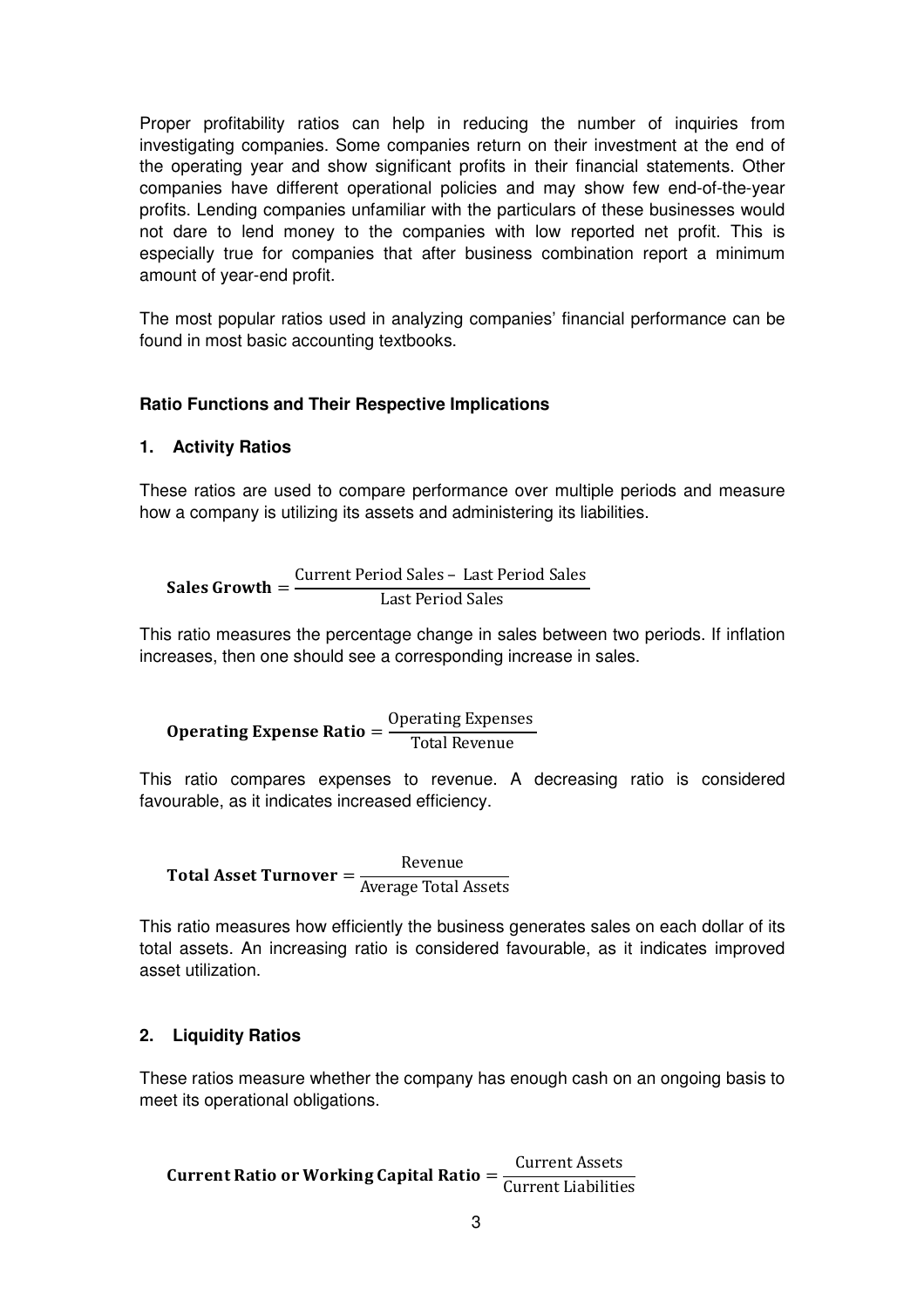Proper profitability ratios can help in reducing the number of inquiries from investigating companies. Some companies return on their investment at the end of the operating year and show significant profits in their financial statements. Other companies have different operational policies and may show few end-of-the-year profits. Lending companies unfamiliar with the particulars of these businesses would not dare to lend money to the companies with low reported net profit. This is especially true for companies that after business combination report a minimum amount of year-end profit.

The most popular ratios used in analyzing companies' financial performance can be found in most basic accounting textbooks.

### Ratio Functions and Their Respective Implications

#### 1. Activity Ratios

These ratios are used to compare performance over multiple periods and measure how a company is utilizing its assets and administering its liabilities.

$$\textbf{Sales Growth} = \frac{\text{Current Period Sales} - \text{Last Period Sales}}{\text{Last Period Sales}}$$

This ratio measures the percentage change in sales between two periods. If inflation increases, then one should see a corresponding increase in sales.

$$\textbf{Operating Expense Ratio} = \frac{\text{Operating Expenses}}{\text{Total Revenue}}$$

This ratio compares expenses to revenue. A decreasing ratio is considered favourable, as it indicates increased efficiency.

$$\textbf{Total Asset Turnover} = \frac{\text{Revenue}}{\text{Average Total Assets}}$$

This ratio measures how efficiently the business generates sales on each dollar of its total assets. An increasing ratio is considered favourable, as it indicates improved asset utilization.

#### 2. Liquidity Ratios

These ratios measure whether the company has enough cash on an ongoing basis to meet its operational obligations.

$$\textbf{Current Ratio or Working Capital Ratio} = \frac{\text{Current Assets}}{\text{Current Liabilities}}$$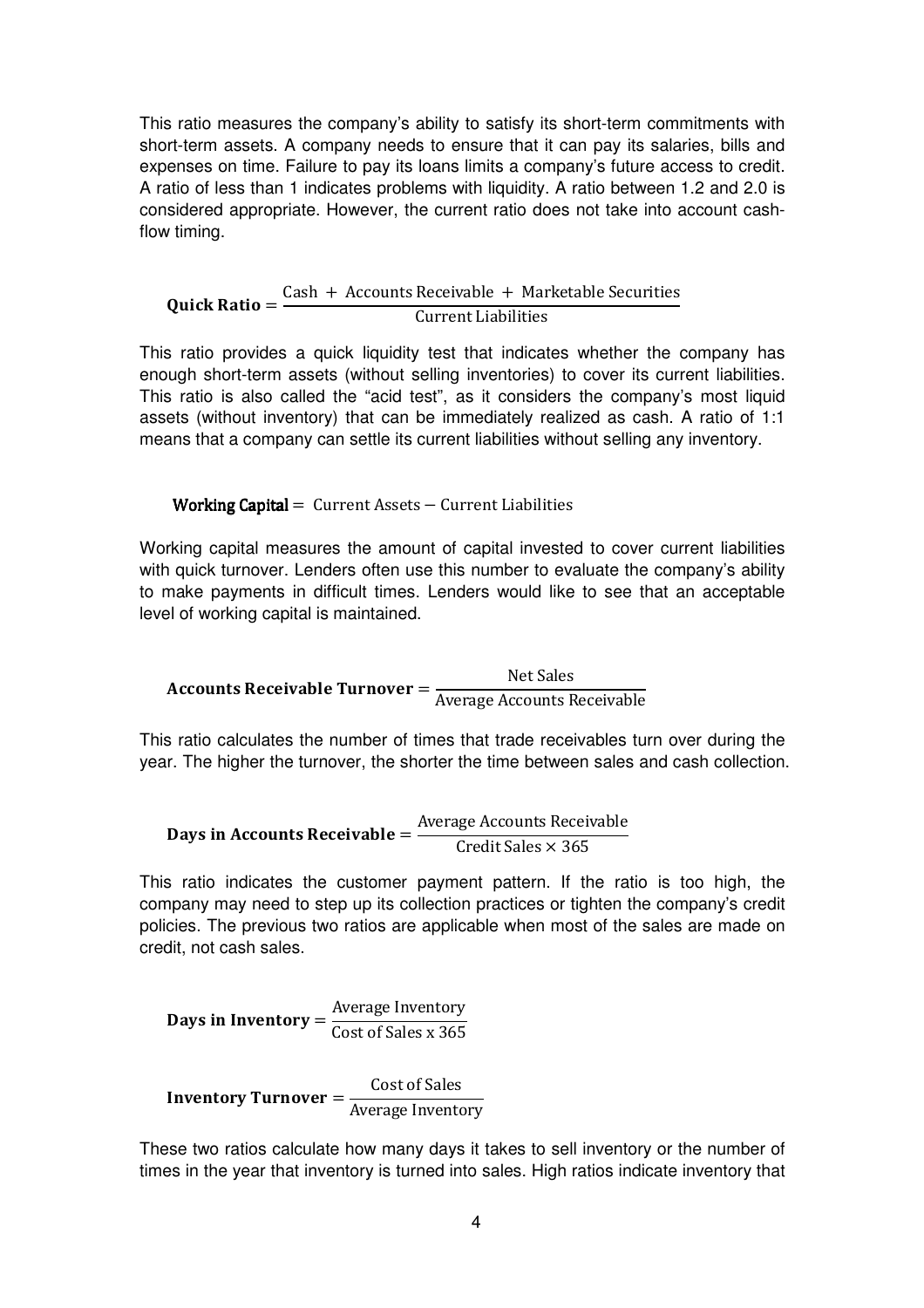This ratio measures the company's ability to satisfy its short-term commitments with short-term assets. A company needs to ensure that it can pay its salaries, bills and expenses on time. Failure to pay its loans limits a company's future access to credit. A ratio of less than 1 indicates problems with liquidity. A ratio between 1.2 and 2.0 is considered appropriate. However, the current ratio does not take into account cash-flow timing.

$$\textbf{Quick Ratio} = \frac{\text{Cash } + \text{ Accounts Receivable } + \text{ Marketable Securities}}{\text{Current Liabilities}}$$

This ratio provides a quick liquidity test that indicates whether the company has enough short-term assets (without selling inventories) to cover its current liabilities. This ratio is also called the "acid test", as it considers the company's most liquid assets (without inventory) that can be immediately realized as cash. A ratio of 1:1 means that a company can settle its current liabilities without selling any inventory.

$$\textbf{Working Capital} = \text{Current Assets} - \text{Current Liabilities}$$

Working capital measures the amount of capital invested to cover current liabilities with quick turnover. Lenders often use this number to evaluate the company's ability to make payments in difficult times. Lenders would like to see that an acceptable level of working capital is maintained.

$$\textbf{Accounts Receivable Turnover} = \frac{\text{Net Sales}}{\text{Average Accounts Receivable}}$$

This ratio calculates the number of times that trade receivables turn over during the year. The higher the turnover, the shorter the time between sales and cash collection.

$$\textbf{Days in Accounts Receivable} = \frac{\text{Average Accounts Receivable}}{\text{Credit Sales} \times 365}$$

This ratio indicates the customer payment pattern. If the ratio is too high, the company may need to step up its collection practices or tighten the company's credit policies. The previous two ratios are applicable when most of the sales are made on credit, not cash sales.

$$\textbf{Days in Inventory} = \frac{\text{Average Inventory}}{\text{Cost of Sales x 365}}$$

$$\textbf{Inventory Turnover} = \frac{\text{Cost of Sales}}{\text{Average Inventory}}$$

These two ratios calculate how many days it takes to sell inventory or the number of times in the year that inventory is turned into sales. High ratios indicate inventory that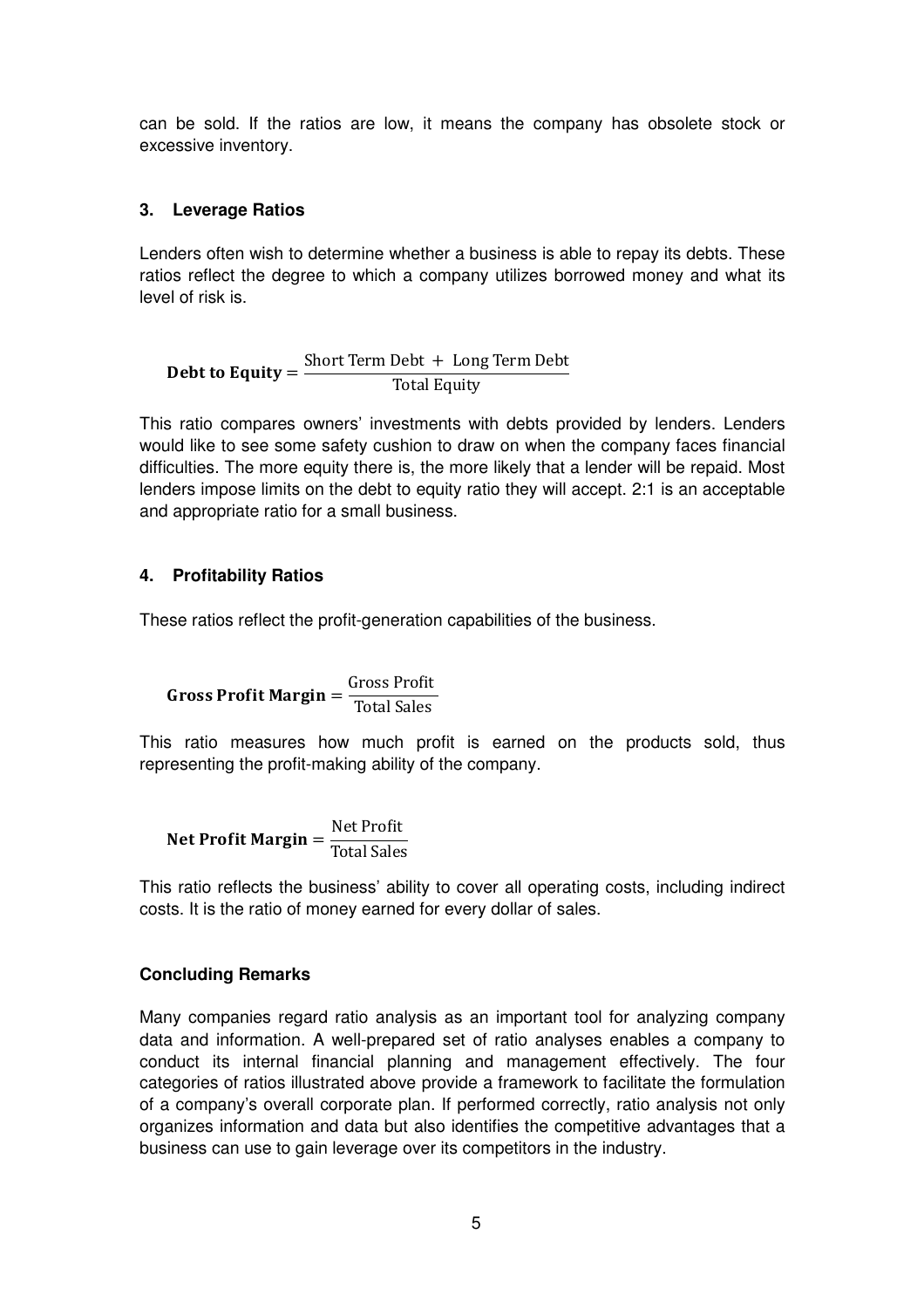can be sold. If the ratios are low, it means the company has obsolete stock or excessive inventory.

### 3. Leverage Ratios

Lenders often wish to determine whether a business is able to repay its debts. These ratios reflect the degree to which a company utilizes borrowed money and what its level of risk is.

$$\textbf{Debt to Equity} = \frac{\text{Short Term Debt} + \text{Long Term Debt}}{\text{Total Equity}}$$

This ratio compares owners' investments with debts provided by lenders. Lenders would like to see some safety cushion to draw on when the company faces financial difficulties. The more equity there is, the more likely that a lender will be repaid. Most lenders impose limits on the debt to equity ratio they will accept. 2:1 is an acceptable and appropriate ratio for a small business.

### 4. Profitability Ratios

These ratios reflect the profit-generation capabilities of the business.

$$\textbf{Gross Profit Margin} = \frac{\text{Gross Profit}}{\text{Total Sales}}$$

This ratio measures how much profit is earned on the products sold, thus representing the profit-making ability of the company.

$$\textbf{Net Profit Margin} = \frac{\text{Net Profit}}{\text{Total Sales}}$$

This ratio reflects the business' ability to cover all operating costs, including indirect costs. It is the ratio of money earned for every dollar of sales.

### Concluding Remarks

Many companies regard ratio analysis as an important tool for analyzing company data and information. A well-prepared set of ratio analyses enables a company to conduct its internal financial planning and management effectively. The four categories of ratios illustrated above provide a framework to facilitate the formulation of a company's overall corporate plan. If performed correctly, ratio analysis not only organizes information and data but also identifies the competitive advantages that a business can use to gain leverage over its competitors in the industry.